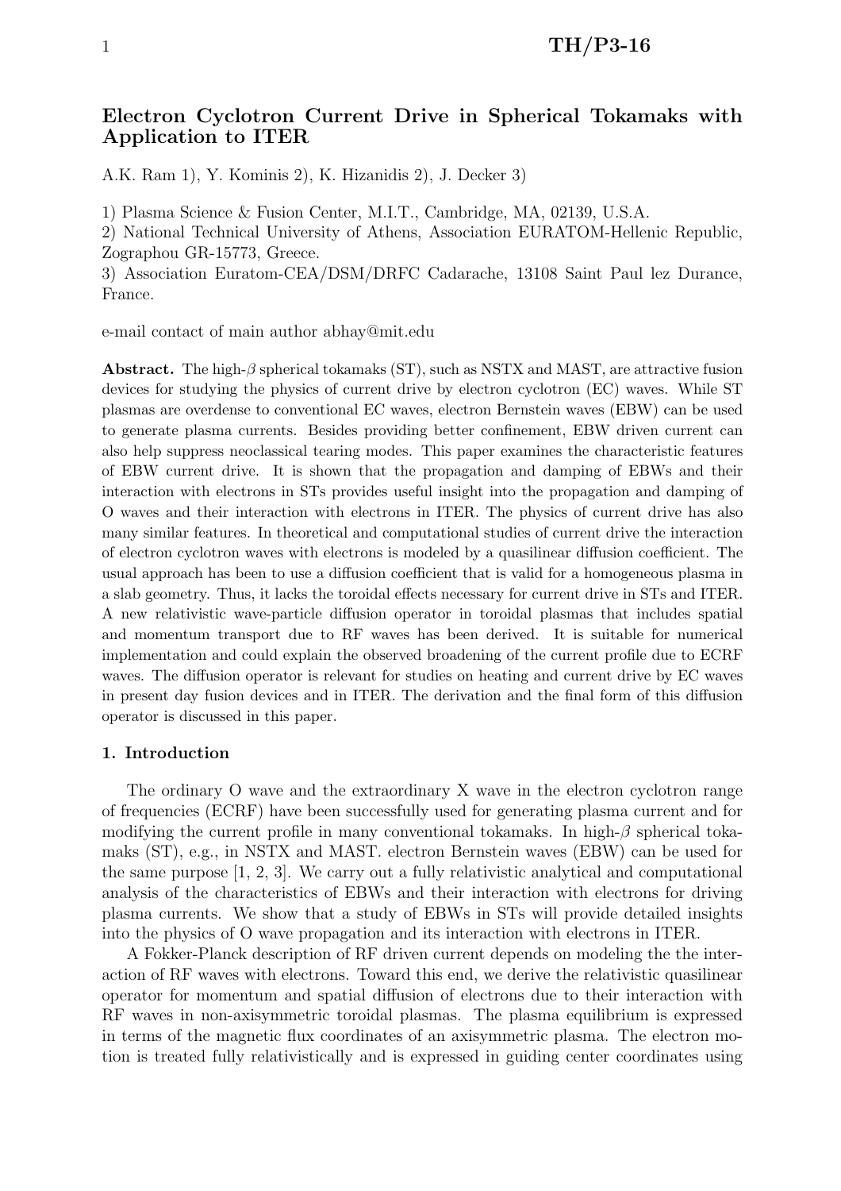# Electron Cyclotron Current Drive in Spherical Tokamaks with Application to ITER

A.K. Ram 1), Y. Kominis 2), K. Hizanidis 2), J. Decker 3)

1) Plasma Science & Fusion Center, M.I.T., Cambridge, MA, 02139, U.S.A.

2) National Technical University of Athens, Association EURATOM-Hellenic Republic, Zographou GR-15773, Greece.

3) Association Euratom-CEA/DSM/DRFC Cadarache, 13108 Saint Paul lez Durance, France.

e-mail contact of main author abhay@mit.edu

**Abstract.** The high-$\beta$ spherical tokamaks (ST), such as NSTX and MAST, are attractive fusion devices for studying the physics of current drive by electron cyclotron (EC) waves. While ST plasmas are overdense to conventional EC waves, electron Bernstein waves (EBW) can be used to generate plasma currents. Besides providing better confinement, EBW driven current can also help suppress neoclassical tearing modes. This paper examines the characteristic features of EBW current drive. It is shown that the propagation and damping of EBWs and their interaction with electrons in STs provides useful insight into the propagation and damping of O waves and their interaction with electrons in ITER. The physics of current drive has also many similar features. In theoretical and computational studies of current drive the interaction of electron cyclotron waves with electrons is modeled by a quasilinear diffusion coefficient. The usual approach has been to use a diffusion coefficient that is valid for a homogeneous plasma in a slab geometry. Thus, it lacks the toroidal effects necessary for current drive in STs and ITER. A new relativistic wave-particle diffusion operator in toroidal plasmas that includes spatial and momentum transport due to RF waves has been derived. It is suitable for numerical implementation and could explain the observed broadening of the current profile due to ECRF waves. The diffusion operator is relevant for studies on heating and current drive by EC waves in present day fusion devices and in ITER. The derivation and the final form of this diffusion operator is discussed in this paper.

## 1. Introduction

The ordinary O wave and the extraordinary X wave in the electron cyclotron range of frequencies (ECRF) have been successfully used for generating plasma current and for modifying the current profile in many conventional tokamaks. In high-$\beta$ spherical tokamaks (ST), e.g., in NSTX and MAST. electron Bernstein waves (EBW) can be used for the same purpose [1, 2, 3]. We carry out a fully relativistic analytical and computational analysis of the characteristics of EBWs and their interaction with electrons for driving plasma currents. We show that a study of EBWs in STs will provide detailed insights into the physics of O wave propagation and its interaction with electrons in ITER.

A Fokker-Planck description of RF driven current depends on modeling the the interaction of RF waves with electrons. Toward this end, we derive the relativistic quasilinear operator for momentum and spatial diffusion of electrons due to their interaction with RF waves in non-axisymmetric toroidal plasmas. The plasma equilibrium is expressed in terms of the magnetic flux coordinates of an axisymmetric plasma. The electron motion is treated fully relativistically and is expressed in guiding center coordinates using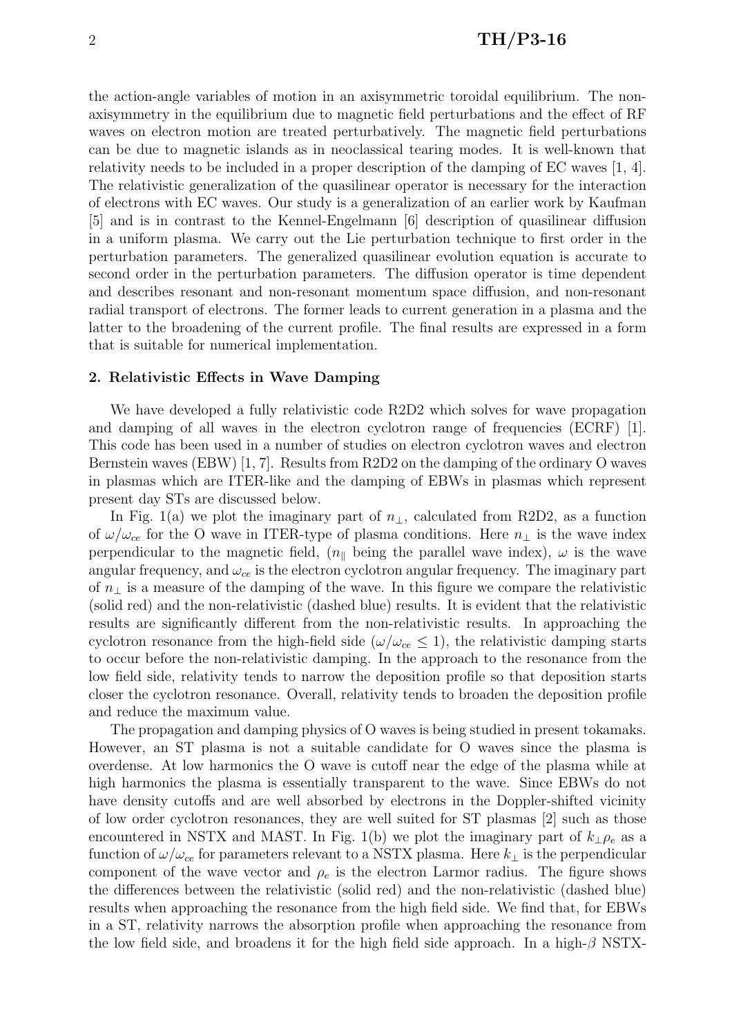the action-angle variables of motion in an axisymmetric toroidal equilibrium. The non-axisymmetry in the equilibrium due to magnetic field perturbations and the effect of RF waves on electron motion are treated perturbatively. The magnetic field perturbations can be due to magnetic islands as in neoclassical tearing modes. It is well-known that relativity needs to be included in a proper description of the damping of EC waves [1, 4]. The relativistic generalization of the quasilinear operator is necessary for the interaction of electrons with EC waves. Our study is a generalization of an earlier work by Kaufman [5] and is in contrast to the Kennel-Engelmann [6] description of quasilinear diffusion in a uniform plasma. We carry out the Lie perturbation technique to first order in the perturbation parameters. The generalized quasilinear evolution equation is accurate to second order in the perturbation parameters. The diffusion operator is time dependent and describes resonant and non-resonant momentum space diffusion, and non-resonant radial transport of electrons. The former leads to current generation in a plasma and the latter to the broadening of the current profile. The final results are expressed in a form that is suitable for numerical implementation.

## 2. Relativistic Effects in Wave Damping

We have developed a fully relativistic code R2D2 which solves for wave propagation and damping of all waves in the electron cyclotron range of frequencies (ECRF) [1]. This code has been used in a number of studies on electron cyclotron waves and electron Bernstein waves (EBW) [1, 7]. Results from R2D2 on the damping of the ordinary O waves in plasmas which are ITER-like and the damping of EBWs in plasmas which represent present day STs are discussed below.

In Fig. 1(a) we plot the imaginary part of $n_\perp$, calculated from R2D2, as a function of $\omega/\omega_{ce}$ for the O wave in ITER-type of plasma conditions. Here $n_\perp$ is the wave index perpendicular to the magnetic field, ($n_\parallel$ being the parallel wave index), $\omega$ is the wave angular frequency, and $\omega_{ce}$ is the electron cyclotron angular frequency. The imaginary part of $n_\perp$ is a measure of the damping of the wave. In this figure we compare the relativistic (solid red) and the non-relativistic (dashed blue) results. It is evident that the relativistic results are significantly different from the non-relativistic results. In approaching the cyclotron resonance from the high-field side ($\omega/\omega_{ce} \leq 1$), the relativistic damping starts to occur before the non-relativistic damping. In the approach to the resonance from the low field side, relativity tends to narrow the deposition profile so that deposition starts closer the cyclotron resonance. Overall, relativity tends to broaden the deposition profile and reduce the maximum value.

The propagation and damping physics of O waves is being studied in present tokamaks. However, an ST plasma is not a suitable candidate for O waves since the plasma is overdense. At low harmonics the O wave is cutoff near the edge of the plasma while at high harmonics the plasma is essentially transparent to the wave. Since EBWs do not have density cutoffs and are well absorbed by electrons in the Doppler-shifted vicinity of low order cyclotron resonances, they are well suited for ST plasmas [2] such as those encountered in NSTX and MAST. In Fig. 1(b) we plot the imaginary part of $k_\perp \rho_e$ as a function of $\omega/\omega_{ce}$ for parameters relevant to a NSTX plasma. Here $k_\perp$ is the perpendicular component of the wave vector and $\rho_e$ is the electron Larmor radius. The figure shows the differences between the relativistic (solid red) and the non-relativistic (dashed blue) results when approaching the resonance from the high field side. We find that, for EBWs in a ST, relativity narrows the absorption profile when approaching the resonance from the low field side, and broadens it for the high field side approach. In a high-$\beta$ NSTX-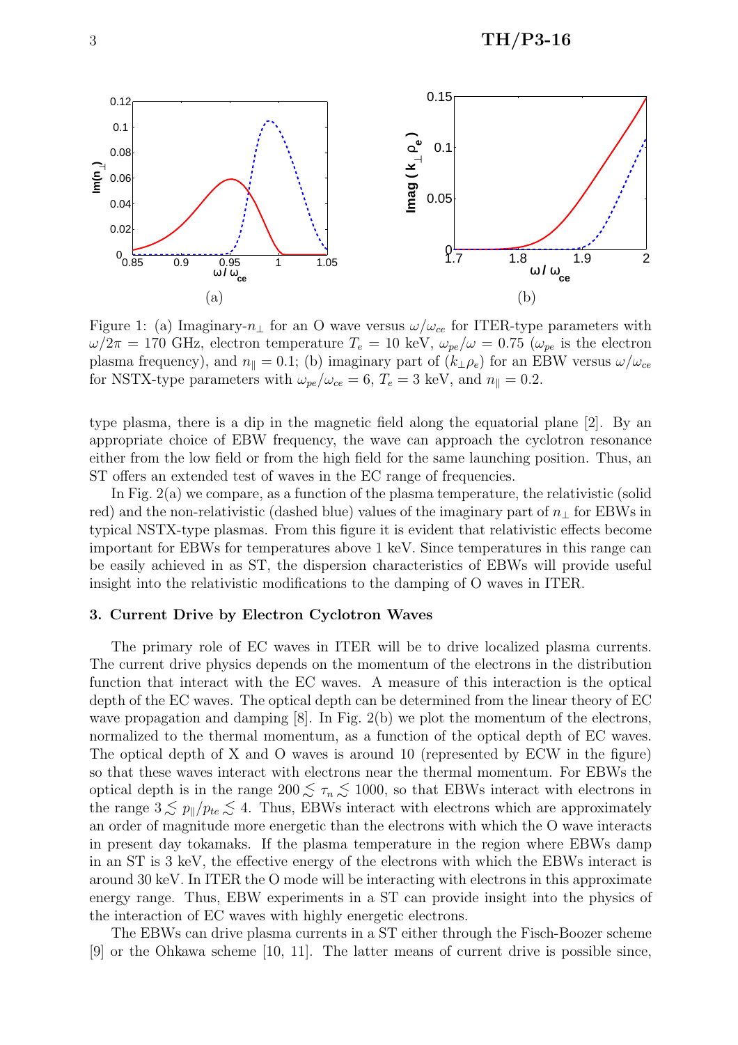Figure 1: (a) Imaginary-$n_\perp$ for an O wave versus $\omega/\omega_{ce}$ for ITER-type parameters with $\omega/2\pi = 170$ GHz, electron temperature $T_e = 10$ keV, $\omega_{pe}/\omega = 0.75$ ($\omega_{pe}$ is the electron plasma frequency), and $n_\parallel = 0.1$; (b) imaginary part of $(k_\perp \rho_e)$ for an EBW versus $\omega/\omega_{ce}$ for NSTX-type parameters with $\omega_{pe}/\omega_{ce} = 6$, $T_e = 3$ keV, and $n_\parallel = 0.2$.

type plasma, there is a dip in the magnetic field along the equatorial plane [2]. By an appropriate choice of EBW frequency, the wave can approach the cyclotron resonance either from the low field or from the high field for the same launching position. Thus, an ST offers an extended test of waves in the EC range of frequencies.

In Fig. 2(a) we compare, as a function of the plasma temperature, the relativistic (solid red) and the non-relativistic (dashed blue) values of the imaginary part of $n_\perp$ for EBWs in typical NSTX-type plasmas. From this figure it is evident that relativistic effects become important for EBWs for temperatures above 1 keV. Since temperatures in this range can be easily achieved in as ST, the dispersion characteristics of EBWs will provide useful insight into the relativistic modifications to the damping of O waves in ITER.

### 3. Current Drive by Electron Cyclotron Waves

The primary role of EC waves in ITER will be to drive localized plasma currents. The current drive physics depends on the momentum of the electrons in the distribution function that interact with the EC waves. A measure of this interaction is the optical depth of the EC waves. The optical depth can be determined from the linear theory of EC wave propagation and damping [8]. In Fig. 2(b) we plot the momentum of the electrons, normalized to the thermal momentum, as a function of the optical depth of EC waves. The optical depth of X and O waves is around 10 (represented by ECW in the figure) so that these waves interact with electrons near the thermal momentum. For EBWs the optical depth is in the range $200 \lesssim \tau_n \lesssim 1000$, so that EBWs interact with electrons in the range $3 \lesssim p_\parallel/p_{te} \lesssim 4$. Thus, EBWs interact with electrons which are approximately an order of magnitude more energetic than the electrons with which the O wave interacts in present day tokamaks. If the plasma temperature in the region where EBWs damp in an ST is 3 keV, the effective energy of the electrons with which the EBWs interact is around 30 keV. In ITER the O mode will be interacting with electrons in this approximate energy range. Thus, EBW experiments in a ST can provide insight into the physics of the interaction of EC waves with highly energetic electrons.

The EBWs can drive plasma currents in a ST either through the Fisch-Boozer scheme [9] or the Ohkawa scheme [10, 11]. The latter means of current drive is possible since,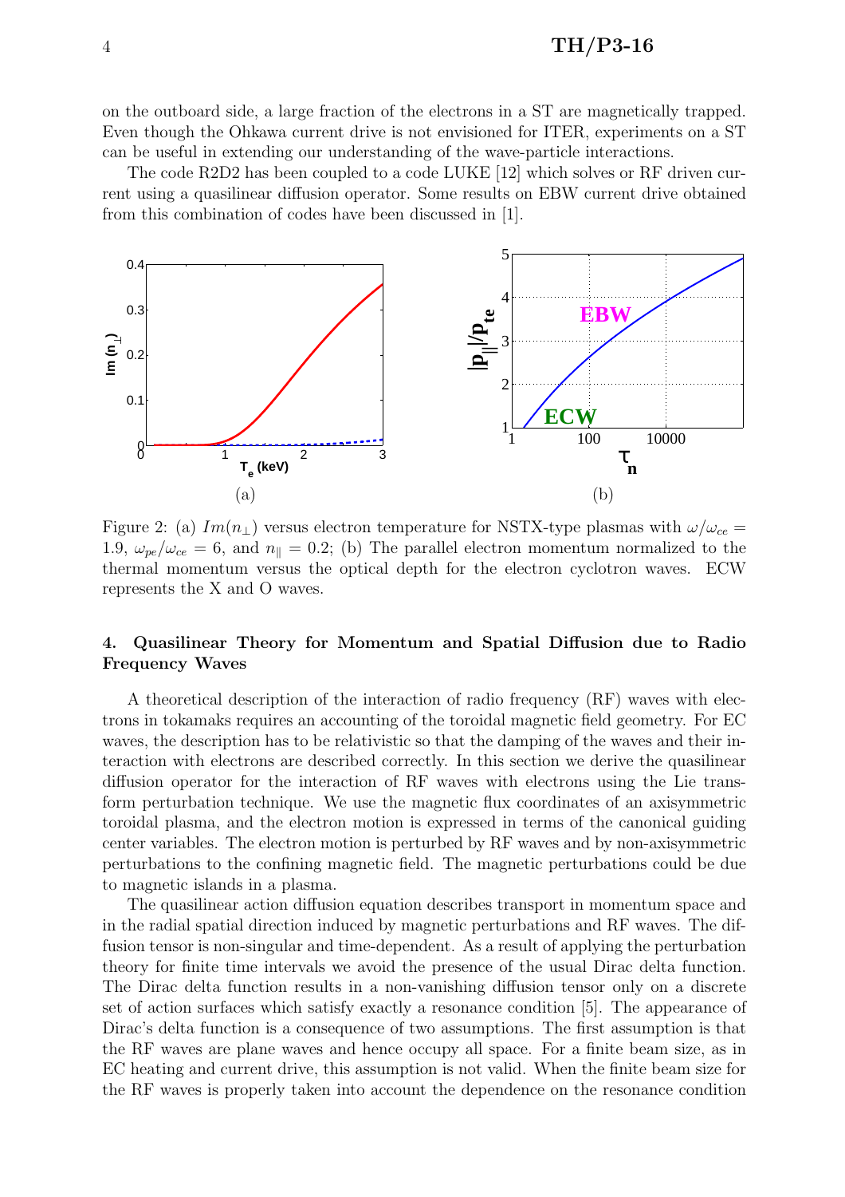on the outboard side, a large fraction of the electrons in a ST are magnetically trapped. Even though the Ohkawa current drive is not envisioned for ITER, experiments on a ST can be useful in extending our understanding of the wave-particle interactions.

The code R2D2 has been coupled to a code LUKE [12] which solves or RF driven current using a quasilinear diffusion operator. Some results on EBW current drive obtained from this combination of codes have been discussed in [1].

Figure 2: (a) $Im(n_\perp)$ versus electron temperature for NSTX-type plasmas with $\omega/\omega_{ce} = 1.9$, $\omega_{pe}/\omega_{ce} = 6$, and $n_\parallel = 0.2$; (b) The parallel electron momentum normalized to the thermal momentum versus the optical depth for the electron cyclotron waves. ECW represents the X and O waves.

## 4. Quasilinear Theory for Momentum and Spatial Diffusion due to Radio Frequency Waves

A theoretical description of the interaction of radio frequency (RF) waves with electrons in tokamaks requires an accounting of the toroidal magnetic field geometry. For EC waves, the description has to be relativistic so that the damping of the waves and their interaction with electrons are described correctly. In this section we derive the quasilinear diffusion operator for the interaction of RF waves with electrons using the Lie transform perturbation technique. We use the magnetic flux coordinates of an axisymmetric toroidal plasma, and the electron motion is expressed in terms of the canonical guiding center variables. The electron motion is perturbed by RF waves and by non-axisymmetric perturbations to the confining magnetic field. The magnetic perturbations could be due to magnetic islands in a plasma.

The quasilinear action diffusion equation describes transport in momentum space and in the radial spatial direction induced by magnetic perturbations and RF waves. The diffusion tensor is non-singular and time-dependent. As a result of applying the perturbation theory for finite time intervals we avoid the presence of the usual Dirac delta function. The Dirac delta function results in a non-vanishing diffusion tensor only on a discrete set of action surfaces which satisfy exactly a resonance condition [5]. The appearance of Dirac's delta function is a consequence of two assumptions. The first assumption is that the RF waves are plane waves and hence occupy all space. For a finite beam size, as in EC heating and current drive, this assumption is not valid. When the finite beam size for the RF waves is properly taken into account the dependence on the resonance condition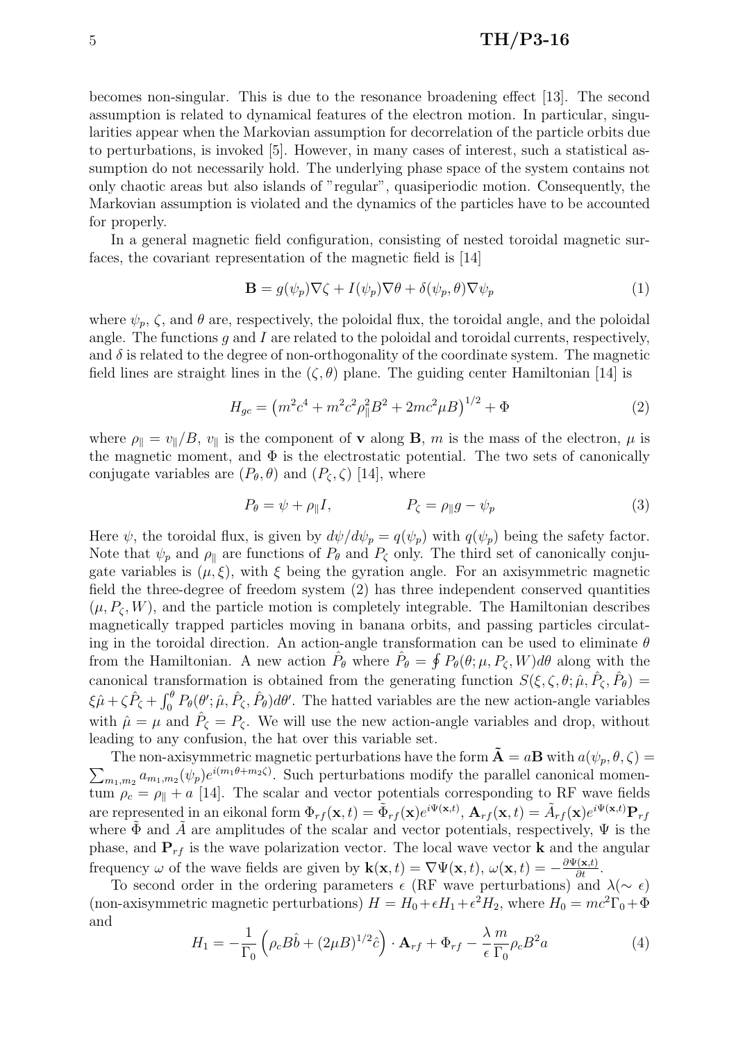becomes non-singular. This is due to the resonance broadening effect [13]. The second assumption is related to dynamical features of the electron motion. In particular, singularities appear when the Markovian assumption for decorrelation of the particle orbits due to perturbations, is invoked [5]. However, in many cases of interest, such a statistical assumption do not necessarily hold. The underlying phase space of the system contains not only chaotic areas but also islands of "regular", quasiperiodic motion. Consequently, the Markovian assumption is violated and the dynamics of the particles have to be accounted for properly.

In a general magnetic field configuration, consisting of nested toroidal magnetic surfaces, the covariant representation of the magnetic field is [14]

$$\mathbf{B} = g(\psi_p)\nabla\zeta + I(\psi_p)\nabla\theta + \delta(\psi_p, \theta)\nabla\psi_p \tag{1}$$

where $\psi_p$, $\zeta$, and $\theta$ are, respectively, the poloidal flux, the toroidal angle, and the poloidal angle. The functions $g$ and $I$ are related to the poloidal and toroidal currents, respectively, and $\delta$ is related to the degree of non-orthogonality of the coordinate system. The magnetic field lines are straight lines in the $(\zeta, \theta)$ plane. The guiding center Hamiltonian [14] is

$$H_{gc} = \left(m^2c^4 + m^2c^2\rho_\parallel^2 B^2 + 2mc^2\mu B\right)^{1/2} + \Phi \tag{2}$$

where $\rho_\parallel = v_\parallel/B$, $v_\parallel$ is the component of $\mathbf{v}$ along $\mathbf{B}$, $m$ is the mass of the electron, $\mu$ is the magnetic moment, and $\Phi$ is the electrostatic potential. The two sets of canonically conjugate variables are $(P_\theta, \theta)$ and $(P_\zeta, \zeta)$ [14], where

$$P_\theta = \psi + \rho_\parallel I, \qquad\qquad P_\zeta = \rho_\parallel g - \psi_p \tag{3}$$

Here $\psi$, the toroidal flux, is given by $d\psi/d\psi_p = q(\psi_p)$ with $q(\psi_p)$ being the safety factor. Note that $\psi_p$ and $\rho_\parallel$ are functions of $P_\theta$ and $P_\zeta$ only. The third set of canonically conjugate variables is $(\mu, \xi)$, with $\xi$ being the gyration angle. For an axisymmetric magnetic field the three-degree of freedom system (2) has three independent conserved quantities $(\mu, P_\zeta, W)$, and the particle motion is completely integrable. The Hamiltonian describes magnetically trapped particles moving in banana orbits, and passing particles circulating in the toroidal direction. An action-angle transformation can be used to eliminate $\theta$ from the Hamiltonian. A new action $\hat{P}_\theta$ where $\hat{P}_\theta = \oint P_\theta(\theta; \mu, P_\zeta, W)d\theta$ along with the canonical transformation is obtained from the generating function $S(\xi, \zeta, \theta; \hat{\mu}, \hat{P}_\zeta, \hat{P}_\theta) = \xi\hat{\mu} + \zeta\hat{P}_\zeta + \int_0^\theta P_\theta(\theta'; \hat{\mu}, \hat{P}_\zeta, \hat{P}_\theta)d\theta'$. The hatted variables are the new action-angle variables with $\hat{\mu} = \mu$ and $\hat{P}_\zeta = P_\zeta$. We will use the new action-angle variables and drop, without leading to any confusion, the hat over this variable set.

The non-axisymmetric magnetic perturbations have the form $\tilde{\mathbf{A}} = a\mathbf{B}$ with $a(\psi_p, \theta, \zeta) = \sum_{m_1,m_2} a_{m_1,m_2}(\psi_p)e^{i(m_1\theta + m_2\zeta)}$. Such perturbations modify the parallel canonical momentum $\rho_c = \rho_\parallel + a$ [14]. The scalar and vector potentials corresponding to RF wave fields are represented in an eikonal form $\Phi_{rf}(\mathbf{x}, t) = \tilde{\Phi}_{rf}(\mathbf{x})e^{i\Psi(\mathbf{x},t)}$, $\mathbf{A}_{rf}(\mathbf{x}, t) = \tilde{A}_{rf}(\mathbf{x})e^{i\Psi(\mathbf{x},t)}\mathbf{P}_{rf}$ where $\tilde{\Phi}$ and $\tilde{A}$ are amplitudes of the scalar and vector potentials, respectively, $\Psi$ is the phase, and $\mathbf{P}_{rf}$ is the wave polarization vector. The local wave vector $\mathbf{k}$ and the angular frequency $\omega$ of the wave fields are given by $\mathbf{k}(\mathbf{x}, t) = \nabla\Psi(\mathbf{x}, t)$, $\omega(\mathbf{x}, t) = -\frac{\partial\Psi(\mathbf{x},t)}{\partial t}$.

To second order in the ordering parameters $\epsilon$ (RF wave perturbations) and $\lambda(\sim \epsilon)$ (non-axisymmetric magnetic perturbations) $H = H_0 + \epsilon H_1 + \epsilon^2 H_2$, where $H_0 = mc^2\Gamma_0 + \Phi$ and

$$H_1 = -\frac{1}{\Gamma_0}\left(\rho_c B\hat{b} + (2\mu B)^{1/2}\hat{c}\right)\cdot\mathbf{A}_{rf} + \Phi_{rf} - \frac{\lambda}{\epsilon}\frac{m}{\Gamma_0}\rho_c B^2 a \tag{4}$$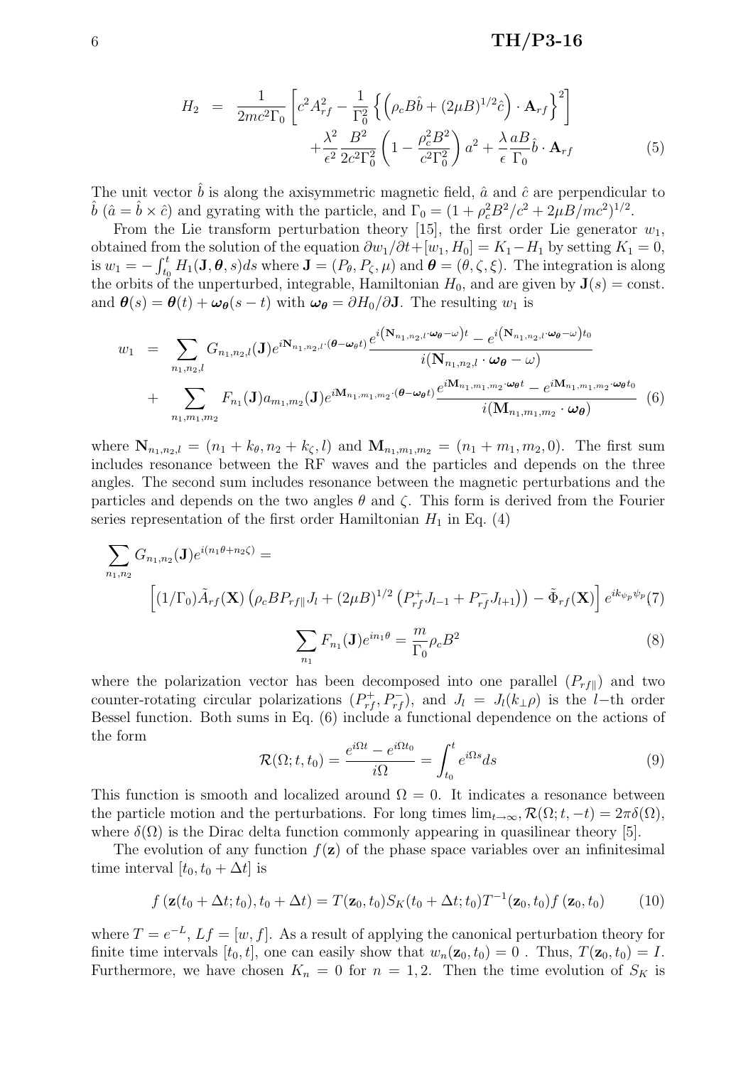$$
H_2 = \frac{1}{2mc^2\Gamma_0}\left[c^2 A_{rf}^2 - \frac{1}{\Gamma_0^2}\left\{\left(\rho_c B\hat{b} + (2\mu B)^{1/2}\hat{c}\right)\cdot \mathbf{A}_{rf}\right\}^2\right] + \frac{\lambda^2}{\epsilon^2}\frac{B^2}{2c^2\Gamma_0^2}\left(1 - \frac{\rho_c^2 B^2}{c^2\Gamma_0^2}\right)a^2 + \frac{\lambda}{\epsilon}\frac{aB}{\Gamma_0}\hat{b}\cdot\mathbf{A}_{rf} \tag{5}
$$

The unit vector $\hat{b}$ is along the axisymmetric magnetic field, $\hat{a}$ and $\hat{c}$ are perpendicular to $\hat{b}$ ($\hat{a} = \hat{b}\times\hat{c}$) and gyrating with the particle, and $\Gamma_0 = (1 + \rho_c^2 B^2/c^2 + 2\mu B/mc^2)^{1/2}$.

From the Lie transform perturbation theory [15], the first order Lie generator $w_1$, obtained from the solution of the equation $\partial w_1/\partial t + [w_1, H_0] = K_1 - H_1$ by setting $K_1 = 0$, is $w_1 = -\int_{t_0}^{t} H_1(\mathbf{J}, \boldsymbol{\theta}, s)ds$ where $\mathbf{J} = (P_\theta, P_\zeta, \mu)$ and $\boldsymbol{\theta} = (\theta, \zeta, \xi)$. The integration is along the orbits of the unperturbed, integrable, Hamiltonian $H_0$, and are given by $\mathbf{J}(s) = $ const. and $\boldsymbol{\theta}(s) = \boldsymbol{\theta}(t) + \boldsymbol{\omega_\theta}(s-t)$ with $\boldsymbol{\omega_\theta} = \partial H_0/\partial \mathbf{J}$. The resulting $w_1$ is

$$
\begin{aligned}
w_1 &= \sum_{n_1,n_2,l} G_{n_1,n_2,l}(\mathbf{J}) e^{i\mathbf{N}_{n_1,n_2,l}\cdot(\boldsymbol{\theta}-\boldsymbol{\omega}_\theta t)} \frac{e^{i\left(\mathbf{N}_{n_1,n_2,l}\cdot\boldsymbol{\omega_\theta}-\omega\right)t} - e^{i\left(\mathbf{N}_{n_1,n_2,l}\cdot\boldsymbol{\omega_\theta}-\omega\right)t_0}}{i(\mathbf{N}_{n_1,n_2,l}\cdot\boldsymbol{\omega_\theta}-\omega)} \\
&+ \sum_{n_1,m_1,m_2} F_{n_1}(\mathbf{J}) a_{m_1,m_2}(\mathbf{J}) e^{i\mathbf{M}_{n_1,m_1,m_2}\cdot(\boldsymbol{\theta}-\boldsymbol{\omega_\theta} t)} \frac{e^{i\mathbf{M}_{n_1,m_1,m_2}\cdot\boldsymbol{\omega_\theta} t} - e^{i\mathbf{M}_{n_1,m_1,m_2}\cdot\boldsymbol{\omega_\theta} t_0}}{i(\mathbf{M}_{n_1,m_1,m_2}\cdot\boldsymbol{\omega_\theta})}
\end{aligned} \tag{6}
$$

where $\mathbf{N}_{n_1,n_2,l} = (n_1 + k_\theta, n_2 + k_\zeta, l)$ and $\mathbf{M}_{n_1,m_1,m_2} = (n_1 + m_1, m_2, 0)$. The first sum includes resonance between the RF waves and the particles and depends on the three angles. The second sum includes resonance between the magnetic perturbations and the particles and depends on the two angles $\theta$ and $\zeta$. This form is derived from the Fourier series representation of the first order Hamiltonian $H_1$ in Eq. (4)

$$
\sum_{n_1,n_2} G_{n_1,n_2}(\mathbf{J}) e^{i(n_1\theta+n_2\zeta)} = \left[(1/\Gamma_0)\tilde{A}_{rf}(\mathbf{X})\left(\rho_c B P_{rf\parallel} J_l + (2\mu B)^{1/2}\left(P_{rf}^{+} J_{l-1} + P_{rf}^{-} J_{l+1}\right)\right) - \tilde{\Phi}_{rf}(\mathbf{X})\right] e^{ik_{\psi_p}\psi_p} \tag{7}
$$

$$
\sum_{n_1} F_{n_1}(\mathbf{J}) e^{in_1\theta} = \frac{m}{\Gamma_0}\rho_c B^2 \tag{8}
$$

where the polarization vector has been decomposed into one parallel ($P_{rf\parallel}$) and two counter-rotating circular polarizations ($P_{rf}^{+}, P_{rf}^{-}$), and $J_l = J_l(k_\perp\rho)$ is the $l$−th order Bessel function. Both sums in Eq. (6) include a functional dependence on the actions of the form

$$
\mathcal{R}(\Omega; t, t_0) = \frac{e^{i\Omega t} - e^{i\Omega t_0}}{i\Omega} = \int_{t_0}^{t} e^{i\Omega s} ds \tag{9}
$$

This function is smooth and localized around $\Omega = 0$. It indicates a resonance between the particle motion and the perturbations. For long times $\lim_{t\to\infty}, \mathcal{R}(\Omega; t, -t) = 2\pi\delta(\Omega)$, where $\delta(\Omega)$ is the Dirac delta function commonly appearing in quasilinear theory [5].

The evolution of any function $f(\mathbf{z})$ of the phase space variables over an infinitesimal time interval $[t_0, t_0 + \Delta t]$ is

$$
f\left(\mathbf{z}(t_0 + \Delta t; t_0), t_0 + \Delta t\right) = T(\mathbf{z}_0, t_0) S_K(t_0 + \Delta t; t_0) T^{-1}(\mathbf{z}_0, t_0) f\left(\mathbf{z}_0, t_0\right) \tag{10}
$$

where $T = e^{-L}$, $Lf = [w, f]$. As a result of applying the canonical perturbation theory for finite time intervals $[t_0, t]$, one can easily show that $w_n(\mathbf{z}_0, t_0) = 0$ . Thus, $T(\mathbf{z}_0, t_0) = I$. Furthermore, we have chosen $K_n = 0$ for $n = 1, 2$. Then the time evolution of $S_K$ is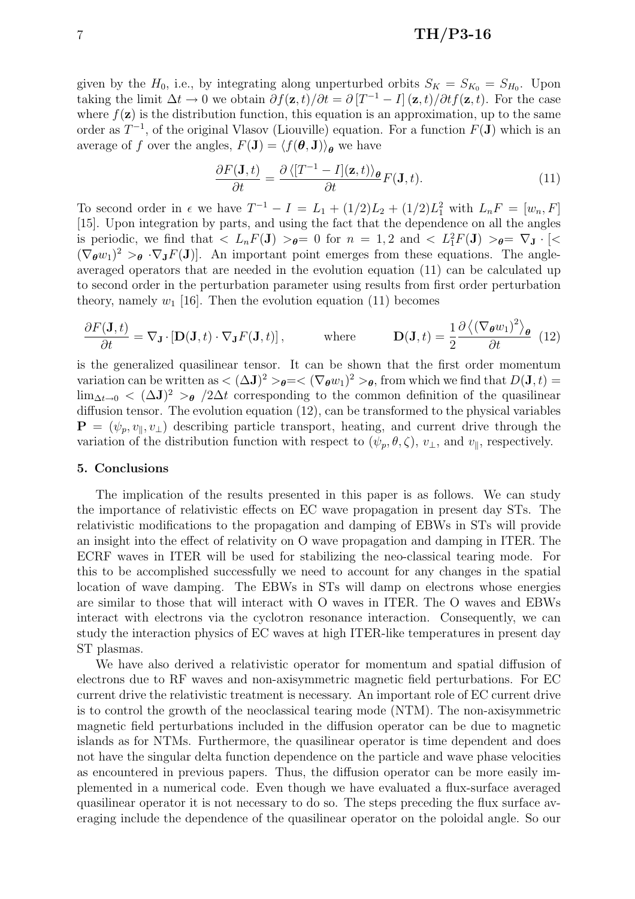given by the $H_0$, i.e., by integrating along unperturbed orbits $S_K = S_{K_0} = S_{H_0}$. Upon taking the limit $\Delta t \to 0$ we obtain $\partial f(\mathbf{z},t)/\partial t = \partial\left[T^{-1} - I\right](\mathbf{z},t)/\partial t f(\mathbf{z},t)$. For the case where $f(\mathbf{z})$ is the distribution function, this equation is an approximation, up to the same order as $T^{-1}$, of the original Vlasov (Liouville) equation. For a function $F(\mathbf{J})$ which is an average of $f$ over the angles, $F(\mathbf{J}) = \langle f(\boldsymbol{\theta},\mathbf{J})\rangle_{\boldsymbol{\theta}}$ we have

$$\frac{\partial F(\mathbf{J},t)}{\partial t} = \frac{\partial \langle [T^{-1} - I](\mathbf{z},t)\rangle_{\boldsymbol{\theta}}}{\partial t} F(\mathbf{J},t). \tag{11}$$

To second order in $\epsilon$ we have $T^{-1} - I = L_1 + (1/2)L_2 + (1/2)L_1^2$ with $L_n F = [w_n, F]$ [15]. Upon integration by parts, and using the fact that the dependence on all the angles is periodic, we find that $< L_n F(\mathbf{J}) >_{\boldsymbol{\theta}} = 0$ for $n = 1, 2$ and $< L_1^2 F(\mathbf{J}) >_{\boldsymbol{\theta}} = \nabla_{\mathbf{J}} \cdot [< (\nabla_{\boldsymbol{\theta}} w_1)^2 >_{\boldsymbol{\theta}} \cdot \nabla_{\mathbf{J}} F(\mathbf{J})]$. An important point emerges from these equations. The angle-averaged operators that are needed in the evolution equation (11) can be calculated up to second order in the perturbation parameter using results from first order perturbation theory, namely $w_1$ [16]. Then the evolution equation (11) becomes

$$\frac{\partial F(\mathbf{J},t)}{\partial t} = \nabla_{\mathbf{J}} \cdot \left[\mathbf{D}(\mathbf{J},t) \cdot \nabla_{\mathbf{J}} F(\mathbf{J},t)\right], \qquad \text{where} \qquad \mathbf{D}(\mathbf{J},t) = \frac{1}{2}\frac{\partial \left\langle (\nabla_{\boldsymbol{\theta}} w_1)^2 \right\rangle_{\boldsymbol{\theta}}}{\partial t} \tag{12}$$

is the generalized quasilinear tensor. It can be shown that the first order momentum variation can be written as $< (\Delta \mathbf{J})^2 >_{\boldsymbol{\theta}} = < (\nabla_{\boldsymbol{\theta}} w_1)^2 >_{\boldsymbol{\theta}}$, from which we find that $D(\mathbf{J},t) = \lim_{\Delta t \to 0} < (\Delta \mathbf{J})^2 >_{\boldsymbol{\theta}} / 2\Delta t$ corresponding to the common definition of the quasilinear diffusion tensor. The evolution equation (12), can be transformed to the physical variables $\mathbf{P} = (\psi_p, v_\parallel, v_\perp)$ describing particle transport, heating, and current drive through the variation of the distribution function with respect to $(\psi_p, \theta, \zeta)$, $v_\perp$, and $v_\parallel$, respectively.

## 5. Conclusions

The implication of the results presented in this paper is as follows. We can study the importance of relativistic effects on EC wave propagation in present day STs. The relativistic modifications to the propagation and damping of EBWs in STs will provide an insight into the effect of relativity on O wave propagation and damping in ITER. The ECRF waves in ITER will be used for stabilizing the neo-classical tearing mode. For this to be accomplished successfully we need to account for any changes in the spatial location of wave damping. The EBWs in STs will damp on electrons whose energies are similar to those that will interact with O waves in ITER. The O waves and EBWs interact with electrons via the cyclotron resonance interaction. Consequently, we can study the interaction physics of EC waves at high ITER-like temperatures in present day ST plasmas.

We have also derived a relativistic operator for momentum and spatial diffusion of electrons due to RF waves and non-axisymmetric magnetic field perturbations. For EC current drive the relativistic treatment is necessary. An important role of EC current drive is to control the growth of the neoclassical tearing mode (NTM). The non-axisymmetric magnetic field perturbations included in the diffusion operator can be due to magnetic islands as for NTMs. Furthermore, the quasilinear operator is time dependent and does not have the singular delta function dependence on the particle and wave phase velocities as encountered in previous papers. Thus, the diffusion operator can be more easily implemented in a numerical code. Even though we have evaluated a flux-surface averaged quasilinear operator it is not necessary to do so. The steps preceding the flux surface averaging include the dependence of the quasilinear operator on the poloidal angle. So our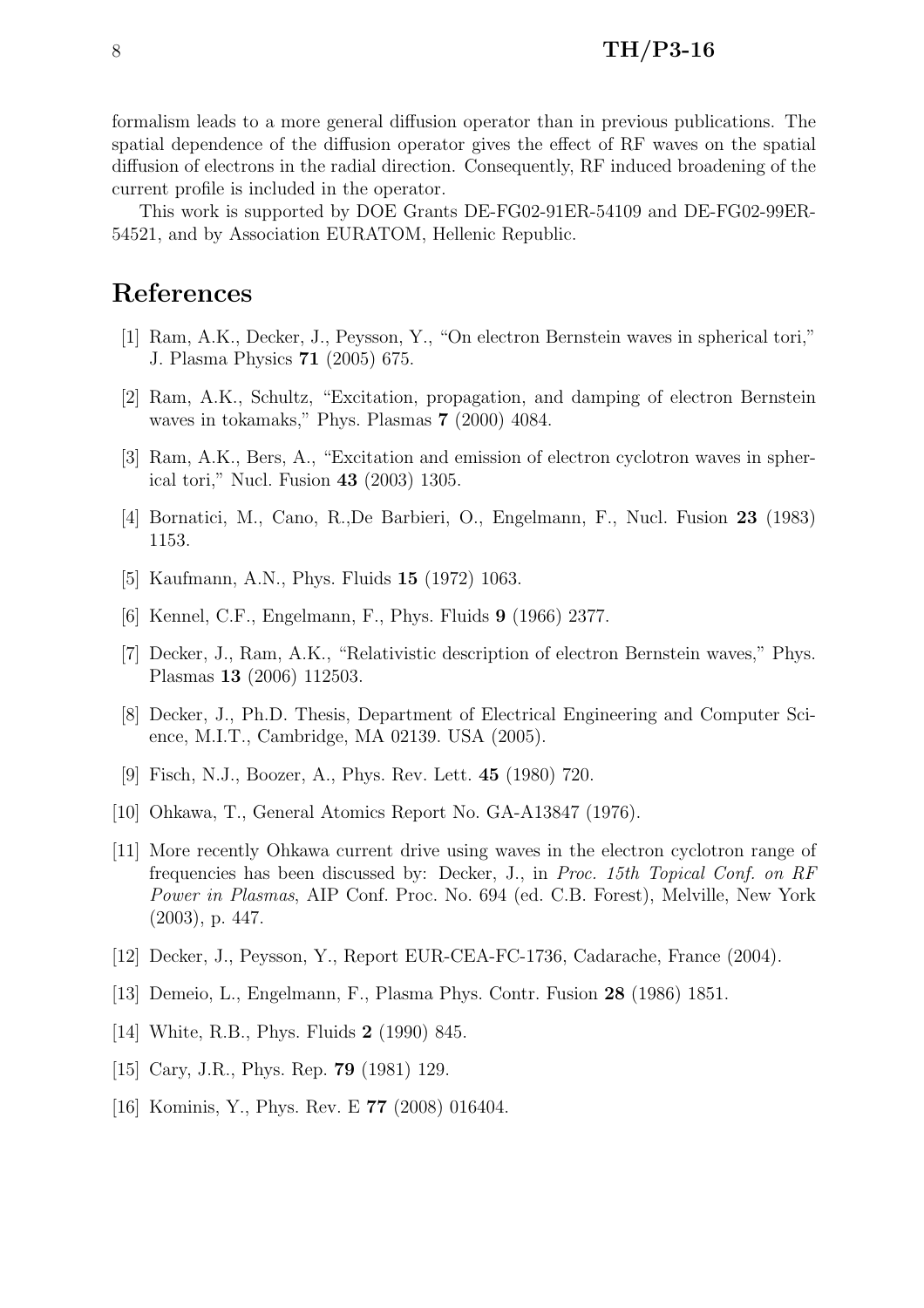formalism leads to a more general diffusion operator than in previous publications. The spatial dependence of the diffusion operator gives the effect of RF waves on the spatial diffusion of electrons in the radial direction. Consequently, RF induced broadening of the current profile is included in the operator.

This work is supported by DOE Grants DE-FG02-91ER-54109 and DE-FG02-99ER-54521, and by Association EURATOM, Hellenic Republic.

# References

[1] Ram, A.K., Decker, J., Peysson, Y., "On electron Bernstein waves in spherical tori," J. Plasma Physics **71** (2005) 675.

[2] Ram, A.K., Schultz, "Excitation, propagation, and damping of electron Bernstein waves in tokamaks," Phys. Plasmas **7** (2000) 4084.

[3] Ram, A.K., Bers, A., "Excitation and emission of electron cyclotron waves in spherical tori," Nucl. Fusion **43** (2003) 1305.

[4] Bornatici, M., Cano, R.,De Barbieri, O., Engelmann, F., Nucl. Fusion **23** (1983) 1153.

[5] Kaufmann, A.N., Phys. Fluids **15** (1972) 1063.

[6] Kennel, C.F., Engelmann, F., Phys. Fluids **9** (1966) 2377.

[7] Decker, J., Ram, A.K., "Relativistic description of electron Bernstein waves," Phys. Plasmas **13** (2006) 112503.

[8] Decker, J., Ph.D. Thesis, Department of Electrical Engineering and Computer Science, M.I.T., Cambridge, MA 02139. USA (2005).

[9] Fisch, N.J., Boozer, A., Phys. Rev. Lett. **45** (1980) 720.

[10] Ohkawa, T., General Atomics Report No. GA-A13847 (1976).

[11] More recently Ohkawa current drive using waves in the electron cyclotron range of frequencies has been discussed by: Decker, J., in *Proc. 15th Topical Conf. on RF Power in Plasmas*, AIP Conf. Proc. No. 694 (ed. C.B. Forest), Melville, New York (2003), p. 447.

[12] Decker, J., Peysson, Y., Report EUR-CEA-FC-1736, Cadarache, France (2004).

[13] Demeio, L., Engelmann, F., Plasma Phys. Contr. Fusion **28** (1986) 1851.

[14] White, R.B., Phys. Fluids **2** (1990) 845.

[15] Cary, J.R., Phys. Rep. **79** (1981) 129.

[16] Kominis, Y., Phys. Rev. E **77** (2008) 016404.